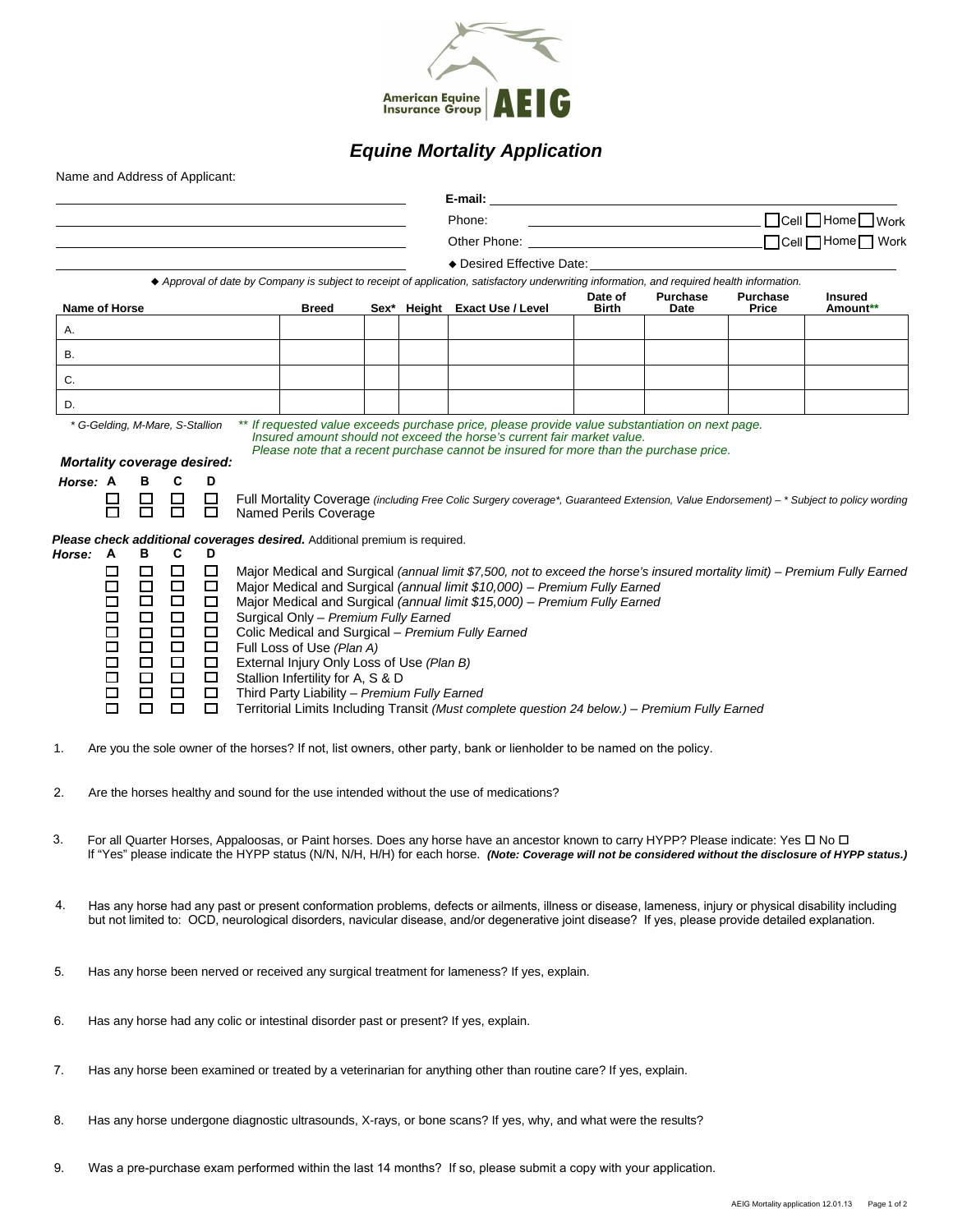American Equine Insurance Group AEIG

# Equine Mortality Application

Name and Address of Applicant:

\_\_\_\_\_\_\_\_\_\_\_\_\_\_\_\_\_\_\_\_\_\_\_\_\_\_\_\_\_\_\_\_\_\_\_\_\_\_\_\_

\_\_\_\_\_\_\_\_\_\_\_\_\_\_\_\_\_\_\_\_\_\_\_\_\_\_\_\_\_\_\_\_\_\_\_\_\_\_\_\_

\_\_\_\_\_\_\_\_\_\_\_\_\_\_\_\_\_\_\_\_\_\_\_\_\_\_\_\_\_\_\_\_\_\_\_\_\_\_\_\_

\_\_\_\_\_\_\_\_\_\_\_\_\_\_\_\_\_\_\_\_\_\_\_\_\_\_\_\_\_\_\_\_\_\_\_\_\_\_\_\_

**E-mail:** \_\_\_\_\_\_\_\_\_\_\_\_\_\_\_\_\_\_\_\_\_\_\_\_\_\_\_\_\_\_\_\_

Phone: \_\_\_\_\_\_\_\_\_\_\_\_\_\_\_\_\_\_\_\_\_\_\_\_\_\_ ☐ Cell ☐ Home ☐ Work

Other Phone: \_\_\_\_\_\_\_\_\_\_\_\_\_\_\_\_\_\_\_\_\_\_\_\_\_\_ ☐ Cell ☐ Home ☐ Work

◆ Desired Effective Date: \_\_\_\_\_\_\_\_\_\_\_\_\_\_\_\_\_\_\_\_\_\_\_\_\_\_

*◆ Approval of date by Company is subject to receipt of application, satisfactory underwriting information, and required health information.*

| Name of Horse | Breed | Sex* | Height | Exact Use / Level | Date of Birth | Purchase Date | Purchase Price | Insured Amount** |
|---|---|---|---|---|---|---|---|---|
| A. | | | | | | | | |
| B. | | | | | | | | |
| C. | | | | | | | | |
| D. | | | | | | | | |

*\* G-Gelding, M-Mare, S-Stallion*

*\*\* If requested value exceeds purchase price, please provide value substantiation on next page. Insured amount should not exceed the horse's current fair market value. Please note that a recent purchase cannot be insured for more than the purchase price.*

***Mortality coverage desired:***

| Horse: A | B | C | D | |
|---|---|---|---|---|
| ☐ | ☐ | ☐ | ☐ | Full Mortality Coverage *(including Free Colic Surgery coverage\*, Guaranteed Extension, Value Endorsement) – \* Subject to policy wording* |
| ☐ | ☐ | ☐ | ☐ | Named Perils Coverage |

***Please check additional coverages desired.*** Additional premium is required.

| Horse: A | B | C | D | |
|---|---|---|---|---|
| ☐ | ☐ | ☐ | ☐ | Major Medical and Surgical *(annual limit $7,500, not to exceed the horse's insured mortality limit) – Premium Fully Earned* |
| ☐ | ☐ | ☐ | ☐ | Major Medical and Surgical *(annual limit $10,000) – Premium Fully Earned* |
| ☐ | ☐ | ☐ | ☐ | Major Medical and Surgical *(annual limit $15,000) – Premium Fully Earned* |
| ☐ | ☐ | ☐ | ☐ | Surgical Only – *Premium Fully Earned* |
| ☐ | ☐ | ☐ | ☐ | Colic Medical and Surgical – *Premium Fully Earned* |
| ☐ | ☐ | ☐ | ☐ | Full Loss of Use *(Plan A)* |
| ☐ | ☐ | ☐ | ☐ | External Injury Only Loss of Use *(Plan B)* |
| ☐ | ☐ | ☐ | ☐ | Stallion Infertility for A, S & D |
| ☐ | ☐ | ☐ | ☐ | Third Party Liability – *Premium Fully Earned* |
| ☐ | ☐ | ☐ | ☐ | Territorial Limits Including Transit *(Must complete question 24 below.) – Premium Fully Earned* |

1. Are you the sole owner of the horses? If not, list owners, other party, bank or lienholder to be named on the policy.

2. Are the horses healthy and sound for the use intended without the use of medications?

3. For all Quarter Horses, Appaloosas, or Paint horses. Does any horse have an ancestor known to carry HYPP? Please indicate: Yes ☐ No ☐
   If "Yes" please indicate the HYPP status (N/N, N/H, H/H) for each horse. ***(Note: Coverage will not be considered without the disclosure of HYPP status.)***

4. Has any horse had any past or present conformation problems, defects or ailments, illness or disease, lameness, injury or physical disability including but not limited to: OCD, neurological disorders, navicular disease, and/or degenerative joint disease? If yes, please provide detailed explanation.

5. Has any horse been nerved or received any surgical treatment for lameness? If yes, explain.

6. Has any horse had any colic or intestinal disorder past or present? If yes, explain.

7. Has any horse been examined or treated by a veterinarian for anything other than routine care? If yes, explain.

8. Has any horse undergone diagnostic ultrasounds, X-rays, or bone scans? If yes, why, and what were the results?

9. Was a pre-purchase exam performed within the last 14 months? If so, please submit a copy with your application.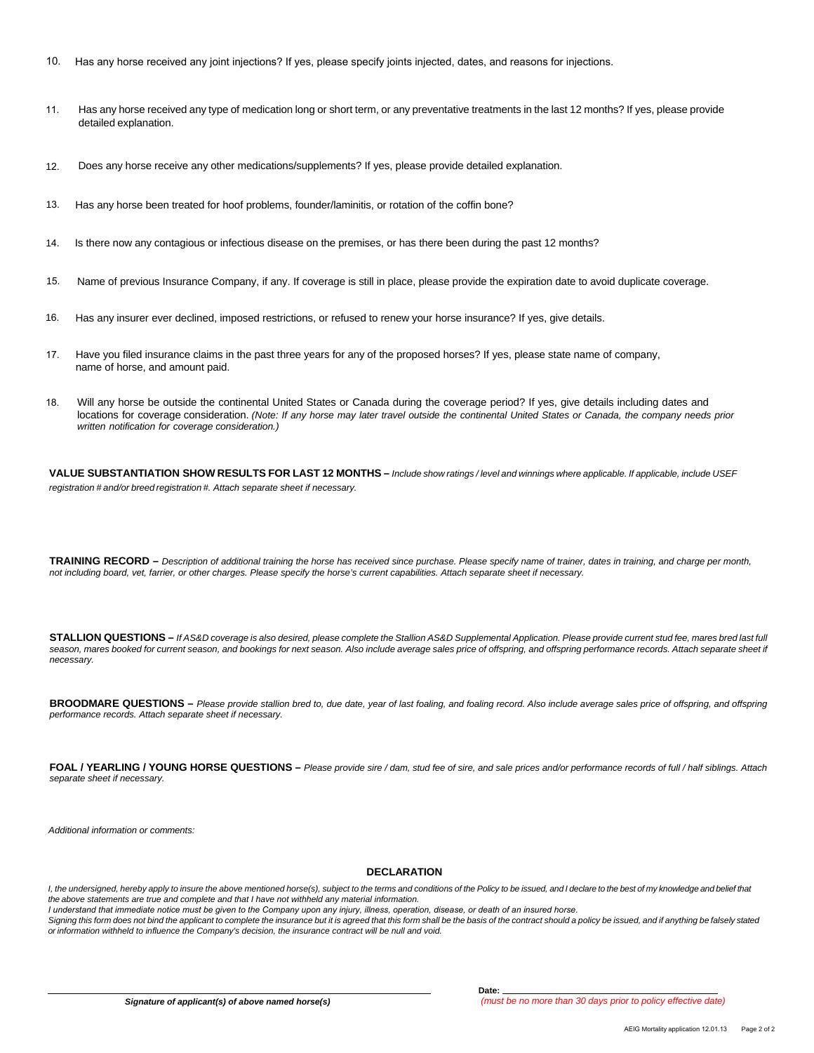10. Has any horse received any joint injections? If yes, please specify joints injected, dates, and reasons for injections.

11. Has any horse received any type of medication long or short term, or any preventative treatments in the last 12 months? If yes, please provide detailed explanation.

12. Does any horse receive any other medications/supplements? If yes, please provide detailed explanation.

13. Has any horse been treated for hoof problems, founder/laminitis, or rotation of the coffin bone?

14. Is there now any contagious or infectious disease on the premises, or has there been during the past 12 months?

15. Name of previous Insurance Company, if any. If coverage is still in place, please provide the expiration date to avoid duplicate coverage.

16. Has any insurer ever declined, imposed restrictions, or refused to renew your horse insurance? If yes, give details.

17. Have you filed insurance claims in the past three years for any of the proposed horses? If yes, please state name of company, name of horse, and amount paid.

18. Will any horse be outside the continental United States or Canada during the coverage period? If yes, give details including dates and locations for coverage consideration. *(Note: If any horse may later travel outside the continental United States or Canada, the company needs prior written notification for coverage consideration.)*

**VALUE SUBSTANTIATION SHOW RESULTS FOR LAST 12 MONTHS –** *Include show ratings / level and winnings where applicable. If applicable, include USEF registration # and/or breed registration #. Attach separate sheet if necessary.*

**TRAINING RECORD –** *Description of additional training the horse has received since purchase. Please specify name of trainer, dates in training, and charge per month, not including board, vet, farrier, or other charges. Please specify the horse's current capabilities. Attach separate sheet if necessary.*

**STALLION QUESTIONS –** *If AS&D coverage is also desired, please complete the Stallion AS&D Supplemental Application. Please provide current stud fee, mares bred last full season, mares booked for current season, and bookings for next season. Also include average sales price of offspring, and offspring performance records. Attach separate sheet if necessary.*

**BROODMARE QUESTIONS –** *Please provide stallion bred to, due date, year of last foaling, and foaling record. Also include average sales price of offspring, and offspring performance records. Attach separate sheet if necessary.*

**FOAL / YEARLING / YOUNG HORSE QUESTIONS –** *Please provide sire / dam, stud fee of sire, and sale prices and/or performance records of full / half siblings. Attach separate sheet if necessary.*

*Additional information or comments:*

## DECLARATION

*I, the undersigned, hereby apply to insure the above mentioned horse(s), subject to the terms and conditions of the Policy to be issued, and I declare to the best of my knowledge and belief that the above statements are true and complete and that I have not withheld any material information.*
*I understand that immediate notice must be given to the Company upon any injury, illness, operation, disease, or death of an insured horse.*
*Signing this form does not bind the applicant to complete the insurance but it is agreed that this form shall be the basis of the contract should a policy be issued, and if anything be falsely stated or information withheld to influence the Company's decision, the insurance contract will be null and void.*

_______________________________________
***Signature of applicant(s) of above named horse(s)***

**Date:** _______________________
*(must be no more than 30 days prior to policy effective date)*

AEIG Mortality application 12.01.13